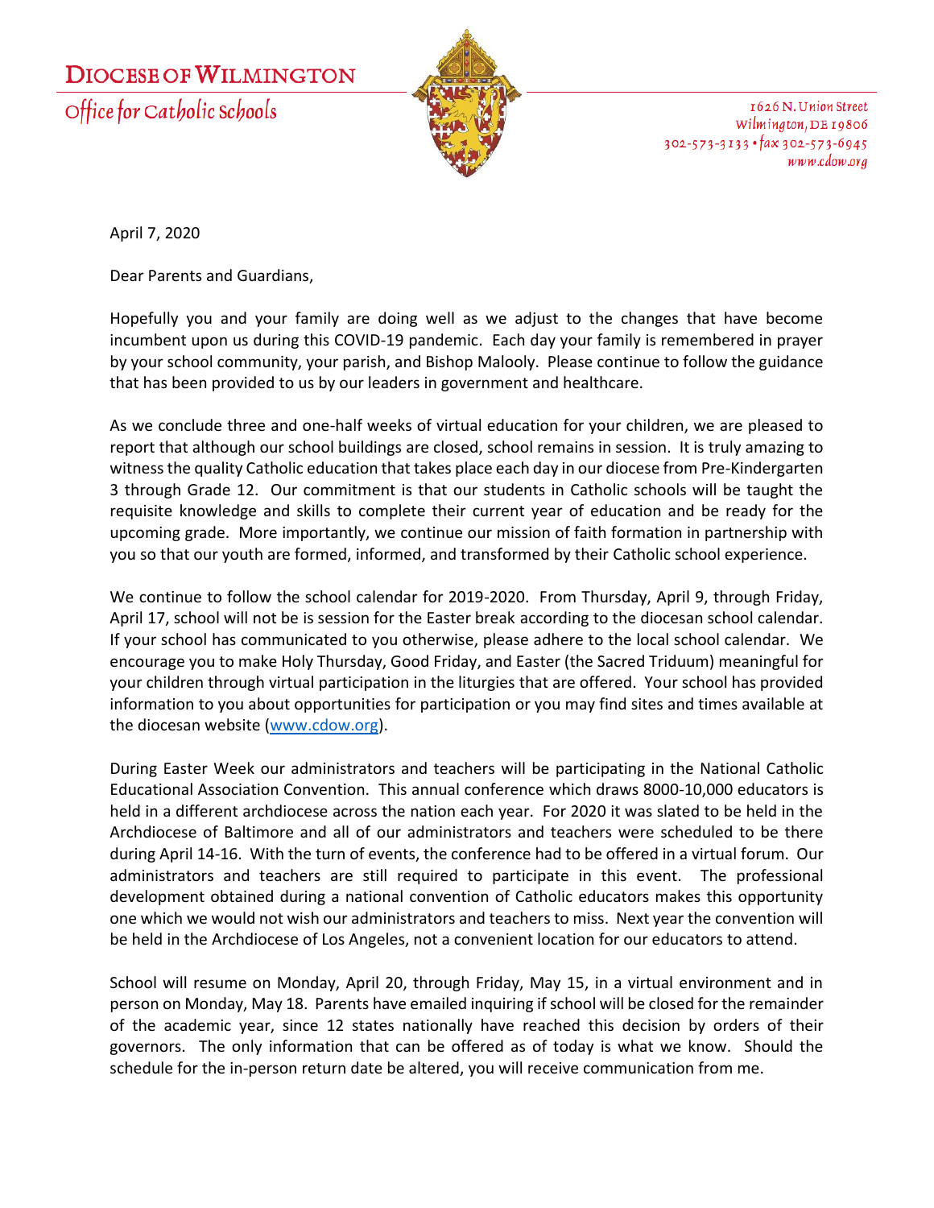# Diocese of Wilmington

Office for Catholic Schools

1626 N. Union Street
Wilmington, DE 19806
302-573-3133 • fax 302-573-6945
www.cdow.org

April 7, 2020

Dear Parents and Guardians,

Hopefully you and your family are doing well as we adjust to the changes that have become incumbent upon us during this COVID-19 pandemic. Each day your family is remembered in prayer by your school community, your parish, and Bishop Malooly. Please continue to follow the guidance that has been provided to us by our leaders in government and healthcare.

As we conclude three and one-half weeks of virtual education for your children, we are pleased to report that although our school buildings are closed, school remains in session. It is truly amazing to witness the quality Catholic education that takes place each day in our diocese from Pre-Kindergarten 3 through Grade 12. Our commitment is that our students in Catholic schools will be taught the requisite knowledge and skills to complete their current year of education and be ready for the upcoming grade. More importantly, we continue our mission of faith formation in partnership with you so that our youth are formed, informed, and transformed by their Catholic school experience.

We continue to follow the school calendar for 2019-2020. From Thursday, April 9, through Friday, April 17, school will not be is session for the Easter break according to the diocesan school calendar. If your school has communicated to you otherwise, please adhere to the local school calendar. We encourage you to make Holy Thursday, Good Friday, and Easter (the Sacred Triduum) meaningful for your children through virtual participation in the liturgies that are offered. Your school has provided information to you about opportunities for participation or you may find sites and times available at the diocesan website (www.cdow.org).

During Easter Week our administrators and teachers will be participating in the National Catholic Educational Association Convention. This annual conference which draws 8000-10,000 educators is held in a different archdiocese across the nation each year. For 2020 it was slated to be held in the Archdiocese of Baltimore and all of our administrators and teachers were scheduled to be there during April 14-16. With the turn of events, the conference had to be offered in a virtual forum. Our administrators and teachers are still required to participate in this event. The professional development obtained during a national convention of Catholic educators makes this opportunity one which we would not wish our administrators and teachers to miss. Next year the convention will be held in the Archdiocese of Los Angeles, not a convenient location for our educators to attend.

School will resume on Monday, April 20, through Friday, May 15, in a virtual environment and in person on Monday, May 18. Parents have emailed inquiring if school will be closed for the remainder of the academic year, since 12 states nationally have reached this decision by orders of their governors. The only information that can be offered as of today is what we know. Should the schedule for the in-person return date be altered, you will receive communication from me.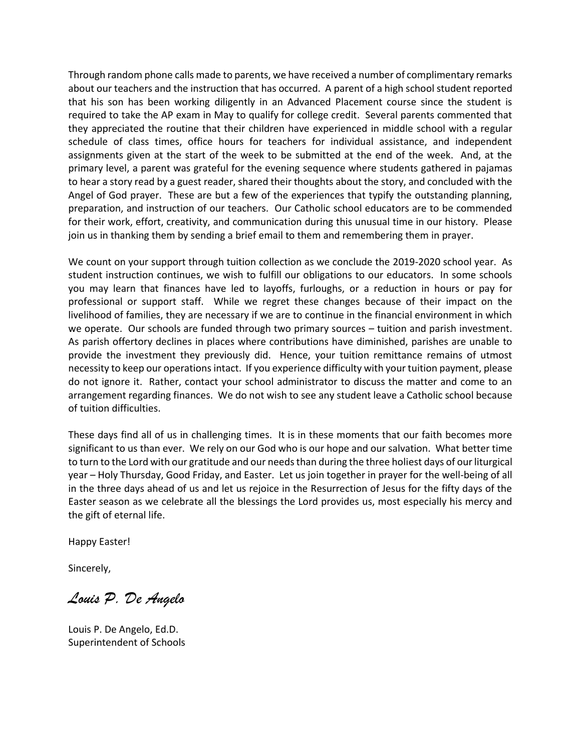Through random phone calls made to parents, we have received a number of complimentary remarks about our teachers and the instruction that has occurred. A parent of a high school student reported that his son has been working diligently in an Advanced Placement course since the student is required to take the AP exam in May to qualify for college credit. Several parents commented that they appreciated the routine that their children have experienced in middle school with a regular schedule of class times, office hours for teachers for individual assistance, and independent assignments given at the start of the week to be submitted at the end of the week. And, at the primary level, a parent was grateful for the evening sequence where students gathered in pajamas to hear a story read by a guest reader, shared their thoughts about the story, and concluded with the Angel of God prayer. These are but a few of the experiences that typify the outstanding planning, preparation, and instruction of our teachers. Our Catholic school educators are to be commended for their work, effort, creativity, and communication during this unusual time in our history. Please join us in thanking them by sending a brief email to them and remembering them in prayer.

We count on your support through tuition collection as we conclude the 2019-2020 school year. As student instruction continues, we wish to fulfill our obligations to our educators. In some schools you may learn that finances have led to layoffs, furloughs, or a reduction in hours or pay for professional or support staff. While we regret these changes because of their impact on the livelihood of families, they are necessary if we are to continue in the financial environment in which we operate. Our schools are funded through two primary sources – tuition and parish investment. As parish offertory declines in places where contributions have diminished, parishes are unable to provide the investment they previously did. Hence, your tuition remittance remains of utmost necessity to keep our operations intact. If you experience difficulty with your tuition payment, please do not ignore it. Rather, contact your school administrator to discuss the matter and come to an arrangement regarding finances. We do not wish to see any student leave a Catholic school because of tuition difficulties.

These days find all of us in challenging times. It is in these moments that our faith becomes more significant to us than ever. We rely on our God who is our hope and our salvation. What better time to turn to the Lord with our gratitude and our needs than during the three holiest days of our liturgical year – Holy Thursday, Good Friday, and Easter. Let us join together in prayer for the well-being of all in the three days ahead of us and let us rejoice in the Resurrection of Jesus for the fifty days of the Easter season as we celebrate all the blessings the Lord provides us, most especially his mercy and the gift of eternal life.

Happy Easter!

Sincerely,

*Louis P. De Angelo*

Louis P. De Angelo, Ed.D.
Superintendent of Schools